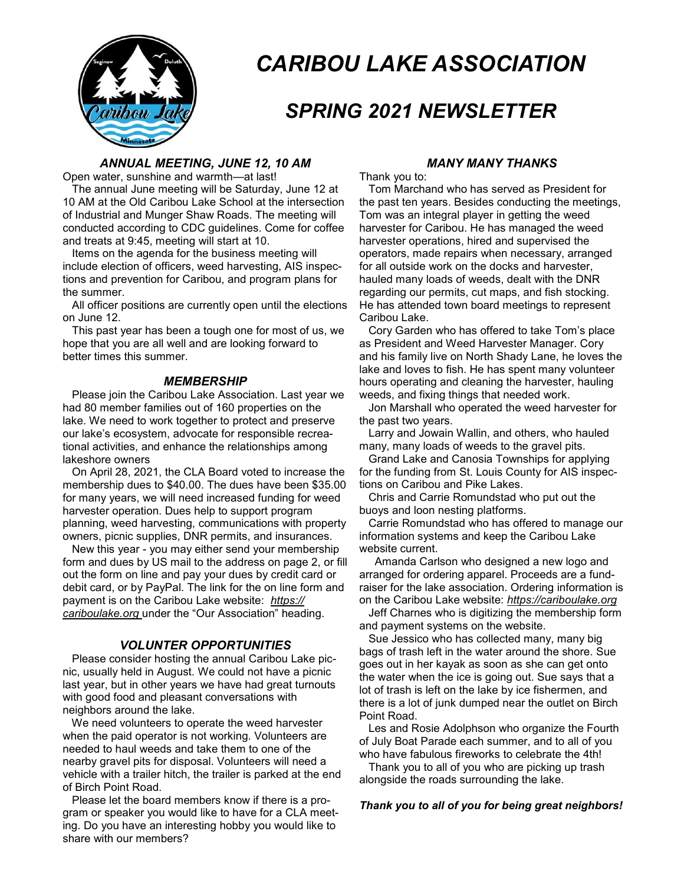# CARIBOU LAKE ASSOCIATION

# SPRING 2021 NEWSLETTER

### *ANNUAL MEETING, JUNE 12, 10 AM*

Open water, sunshine and warmth—at last!

The annual June meeting will be Saturday, June 12 at 10 AM at the Old Caribou Lake School at the intersection of Industrial and Munger Shaw Roads. The meeting will conducted according to CDC guidelines. Come for coffee and treats at 9:45, meeting will start at 10.

Items on the agenda for the business meeting will include election of officers, weed harvesting, AIS inspections and prevention for Caribou, and program plans for the summer.

All officer positions are currently open until the elections on June 12.

This past year has been a tough one for most of us, we hope that you are all well and are looking forward to better times this summer.

### *MEMBERSHIP*

Please join the Caribou Lake Association. Last year we had 80 member families out of 160 properties on the lake. We need to work together to protect and preserve our lake's ecosystem, advocate for responsible recreational activities, and enhance the relationships among lakeshore owners

On April 28, 2021, the CLA Board voted to increase the membership dues to $40.00. The dues have been $35.00 for many years, we will need increased funding for weed harvester operation. Dues help to support program planning, weed harvesting, communications with property owners, picnic supplies, DNR permits, and insurances.

New this year - you may either send your membership form and dues by US mail to the address on page 2, or fill out the form on line and pay your dues by credit card or debit card, or by PayPal. The link for the on line form and payment is on the Caribou Lake website: *https://cariboulake.org* under the "Our Association" heading.

### *VOLUNTER OPPORTUNITIES*

Please consider hosting the annual Caribou Lake picnic, usually held in August. We could not have a picnic last year, but in other years we have had great turnouts with good food and pleasant conversations with neighbors around the lake.

We need volunteers to operate the weed harvester when the paid operator is not working. Volunteers are needed to haul weeds and take them to one of the nearby gravel pits for disposal. Volunteers will need a vehicle with a trailer hitch, the trailer is parked at the end of Birch Point Road.

Please let the board members know if there is a program or speaker you would like to have for a CLA meeting. Do you have an interesting hobby you would like to share with our members?

### *MANY MANY THANKS*

Thank you to:

Tom Marchand who has served as President for the past ten years. Besides conducting the meetings, Tom was an integral player in getting the weed harvester for Caribou. He has managed the weed harvester operations, hired and supervised the operators, made repairs when necessary, arranged for all outside work on the docks and harvester, hauled many loads of weeds, dealt with the DNR regarding our permits, cut maps, and fish stocking. He has attended town board meetings to represent Caribou Lake.

Cory Garden who has offered to take Tom's place as President and Weed Harvester Manager. Cory and his family live on North Shady Lane, he loves the lake and loves to fish. He has spent many volunteer hours operating and cleaning the harvester, hauling weeds, and fixing things that needed work.

Jon Marshall who operated the weed harvester for the past two years.

Larry and Jowain Wallin, and others, who hauled many, many loads of weeds to the gravel pits.

Grand Lake and Canosia Townships for applying for the funding from St. Louis County for AIS inspections on Caribou and Pike Lakes.

Chris and Carrie Romundstad who put out the buoys and loon nesting platforms.

Carrie Romundstad who has offered to manage our information systems and keep the Caribou Lake website current.

Amanda Carlson who designed a new logo and arranged for ordering apparel. Proceeds are a fundraiser for the lake association. Ordering information is on the Caribou Lake website: *https://cariboulake.org*

Jeff Charnes who is digitizing the membership form and payment systems on the website.

Sue Jessico who has collected many, many big bags of trash left in the water around the shore. Sue goes out in her kayak as soon as she can get onto the water when the ice is going out. Sue says that a lot of trash is left on the lake by ice fishermen, and there is a lot of junk dumped near the outlet on Birch Point Road.

Les and Rosie Adolphson who organize the Fourth of July Boat Parade each summer, and to all of you who have fabulous fireworks to celebrate the 4th!

Thank you to all of you who are picking up trash alongside the roads surrounding the lake.

***Thank you to all of you for being great neighbors!***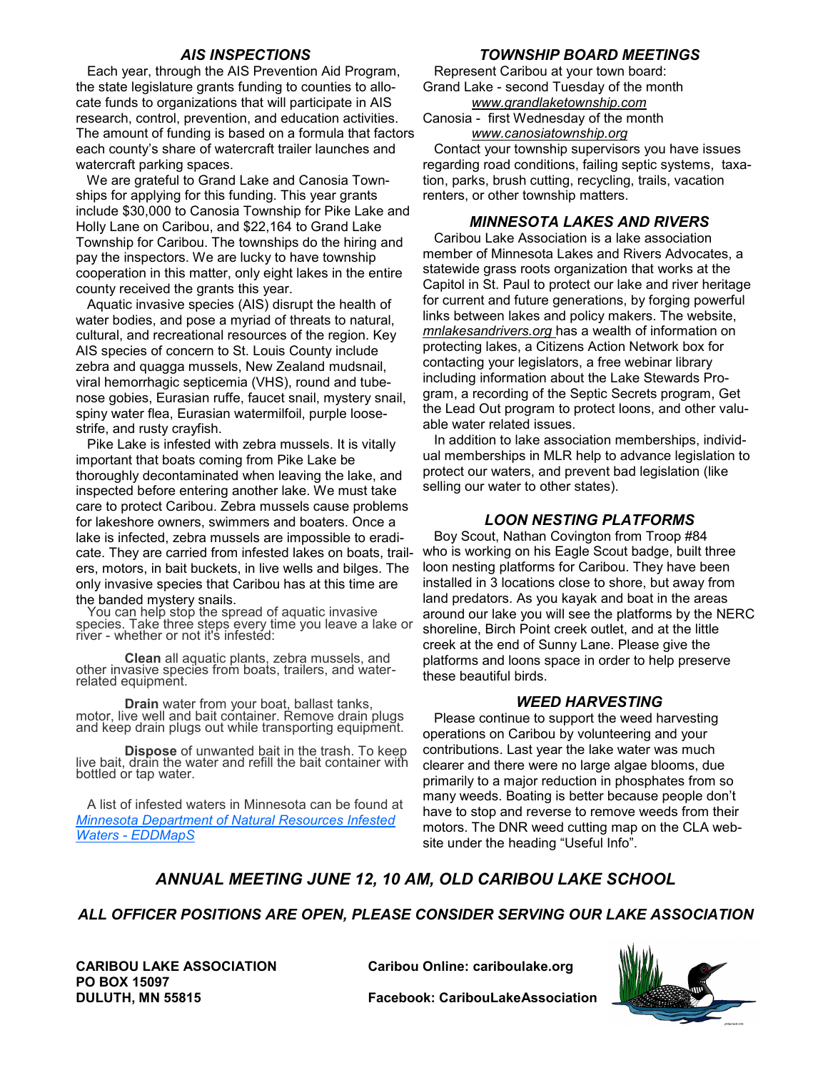### *AIS INSPECTIONS*

Each year, through the AIS Prevention Aid Program, the state legislature grants funding to counties to allocate funds to organizations that will participate in AIS research, control, prevention, and education activities. The amount of funding is based on a formula that factors each county's share of watercraft trailer launches and watercraft parking spaces.

We are grateful to Grand Lake and Canosia Townships for applying for this funding. This year grants include $30,000 to Canosia Township for Pike Lake and Holly Lane on Caribou, and $22,164 to Grand Lake Township for Caribou. The townships do the hiring and pay the inspectors. We are lucky to have township cooperation in this matter, only eight lakes in the entire county received the grants this year.

Aquatic invasive species (AIS) disrupt the health of water bodies, and pose a myriad of threats to natural, cultural, and recreational resources of the region. Key AIS species of concern to St. Louis County include zebra and quagga mussels, New Zealand mudsnail, viral hemorrhagic septicemia (VHS), round and tubenose gobies, Eurasian ruffe, faucet snail, mystery snail, spiny water flea, Eurasian watermilfoil, purple loosestrife, and rusty crayfish.

Pike Lake is infested with zebra mussels. It is vitally important that boats coming from Pike Lake be thoroughly decontaminated when leaving the lake, and inspected before entering another lake. We must take care to protect Caribou. Zebra mussels cause problems for lakeshore owners, swimmers and boaters. Once a lake is infected, zebra mussels are impossible to eradicate. They are carried from infested lakes on boats, trailers, motors, in bait buckets, in live wells and bilges. The only invasive species that Caribou has at this time are the banded mystery snails.

You can help stop the spread of aquatic invasive species. Take three steps every time you leave a lake or river - whether or not it's infested:

**Clean** all aquatic plants, zebra mussels, and other invasive species from boats, trailers, and water-related equipment.

**Drain** water from your boat, ballast tanks, motor, live well and bait container. Remove drain plugs and keep drain plugs out while transporting equipment.

**Dispose** of unwanted bait in the trash. To keep live bait, drain the water and refill the bait container with bottled or tap water.

A list of infested waters in Minnesota can be found at *Minnesota Department of Natural Resources Infested Waters - EDDMapS*

### *TOWNSHIP BOARD MEETINGS*

Represent Caribou at your town board:

Grand Lake - second Tuesday of the month
*www.grandlaketownship.com*

Canosia - first Wednesday of the month
*www.canosiatownship.org*

Contact your township supervisors you have issues regarding road conditions, failing septic systems, taxation, parks, brush cutting, recycling, trails, vacation renters, or other township matters.

### *MINNESOTA LAKES AND RIVERS*

Caribou Lake Association is a lake association member of Minnesota Lakes and Rivers Advocates, a statewide grass roots organization that works at the Capitol in St. Paul to protect our lake and river heritage for current and future generations, by forging powerful links between lakes and policy makers. The website, *mnlakesandrivers.org* has a wealth of information on protecting lakes, a Citizens Action Network box for contacting your legislators, a free webinar library including information about the Lake Stewards Program, a recording of the Septic Secrets program, Get the Lead Out program to protect loons, and other valuable water related issues.

In addition to lake association memberships, individual memberships in MLR help to advance legislation to protect our waters, and prevent bad legislation (like selling our water to other states).

### *LOON NESTING PLATFORMS*

Boy Scout, Nathan Covington from Troop #84 who is working on his Eagle Scout badge, built three loon nesting platforms for Caribou. They have been installed in 3 locations close to shore, but away from land predators. As you kayak and boat in the areas around our lake you will see the platforms by the NERC shoreline, Birch Point creek outlet, and at the little creek at the end of Sunny Lane. Please give the platforms and loons space in order to help preserve these beautiful birds.

### *WEED HARVESTING*

Please continue to support the weed harvesting operations on Caribou by volunteering and your contributions. Last year the lake water was much clearer and there were no large algae blooms, due primarily to a major reduction in phosphates from so many weeds. Boating is better because people don't have to stop and reverse to remove weeds from their motors. The DNR weed cutting map on the CLA website under the heading "Useful Info".

## *ANNUAL MEETING JUNE 12, 10 AM, OLD CARIBOU LAKE SCHOOL*

### *ALL OFFICER POSITIONS ARE OPEN, PLEASE CONSIDER SERVING OUR LAKE ASSOCIATION*

**CARIBOU LAKE ASSOCIATION**
**PO BOX 15097**
**DULUTH, MN 55815**

**Caribou Online: cariboulake.org**

**Facebook: CaribouLakeAssociation**